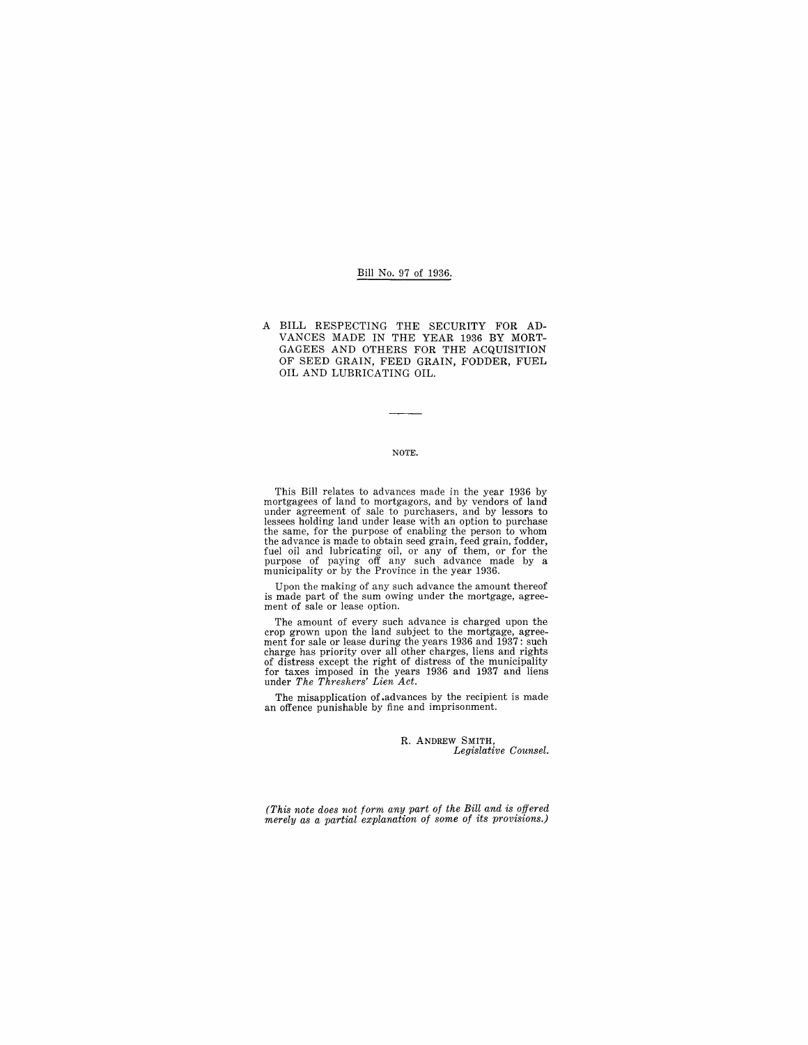Bill No. 97 of 1936.

# A BILL RESPECTING THE SECURITY FOR ADVANCES MADE IN THE YEAR 1936 BY MORTGAGEES AND OTHERS FOR THE ACQUISITION OF SEED GRAIN, FEED GRAIN, FODDER, FUEL OIL AND LUBRICATING OIL.

---

## NOTE.

This Bill relates to advances made in the year 1936 by mortgagees of land to mortgagors, and by vendors of land under agreement of sale to purchasers, and by lessors to lessees holding land under lease with an option to purchase the same, for the purpose of enabling the person to whom the advance is made to obtain seed grain, feed grain, fodder, fuel oil and lubricating oil, or any of them, or for the purpose of paying off any such advance made by a municipality or by the Province in the year 1936.

Upon the making of any such advance the amount thereof is made part of the sum owing under the mortgage, agreement of sale or lease option.

The amount of every such advance is charged upon the crop grown upon the land subject to the mortgage, agreement for sale or lease during the years 1936 and 1937: such charge has priority over all other charges, liens and rights of distress except the right of distress of the municipality for taxes imposed in the years 1936 and 1937 and liens under *The Threshers' Lien Act*.

The misapplication of advances by the recipient is made an offence punishable by fine and imprisonment.

R. ANDREW SMITH,
*Legislative Counsel.*

*(This note does not form any part of the Bill and is offered merely as a partial explanation of some of its provisions.)*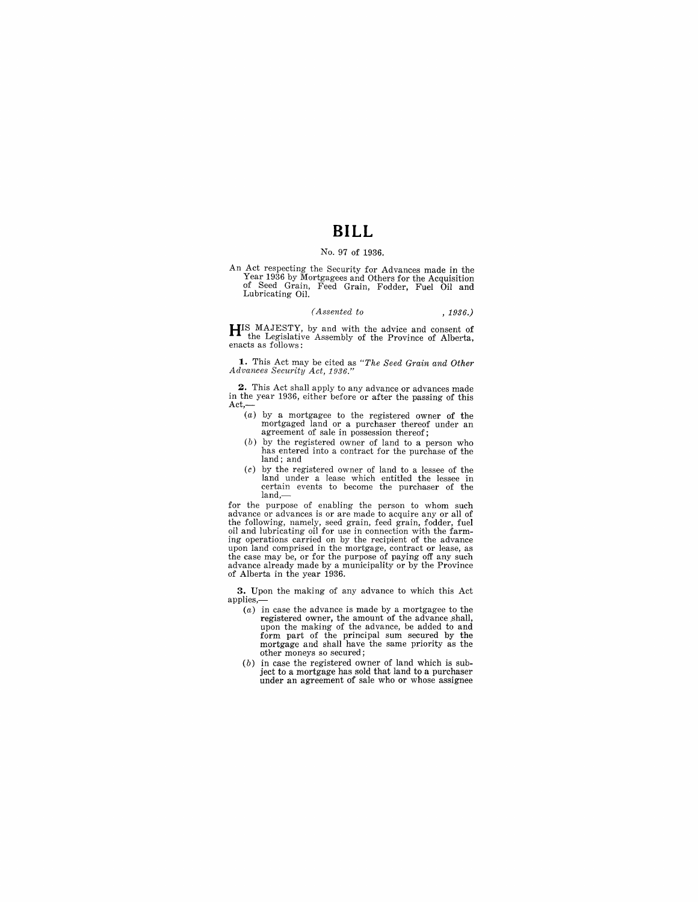# BILL

No. 97 of 1936.

An Act respecting the Security for Advances made in the Year 1936 by Mortgagees and Others for the Acquisition of Seed Grain, Feed Grain, Fodder, Fuel Oil and Lubricating Oil.

*(Assented to , 1936.)*

HIS MAJESTY, by and with the advice and consent of the Legislative Assembly of the Province of Alberta, enacts as follows:

**1.** This Act may be cited as *"The Seed Grain and Other Advances Security Act, 1936."*

**2.** This Act shall apply to any advance or advances made in the year 1936, either before or after the passing of this Act,—

- (*a*) by a mortgagee to the registered owner of the mortgaged land or a purchaser thereof under an agreement of sale in possession thereof;
- (*b*) by the registered owner of land to a person who has entered into a contract for the purchase of the land; and
- (*c*) by the registered owner of land to a lessee of the land under a lease which entitled the lessee in certain events to become the purchaser of the land,—

for the purpose of enabling the person to whom such advance or advances is or are made to acquire any or all of the following, namely, seed grain, feed grain, fodder, fuel oil and lubricating oil for use in connection with the farming operations carried on by the recipient of the advance upon land comprised in the mortgage, contract or lease, as the case may be, or for the purpose of paying off any such advance already made by a municipality or by the Province of Alberta in the year 1936.

**3.** Upon the making of any advance to which this Act applies,—

- (*a*) in case the advance is made by a mortgagee to the registered owner, the amount of the advance shall, upon the making of the advance, be added to and form part of the principal sum secured by the mortgage and shall have the same priority as the other moneys so secured;
- (*b*) in case the registered owner of land which is subject to a mortgage has sold that land to a purchaser under an agreement of sale who or whose assignee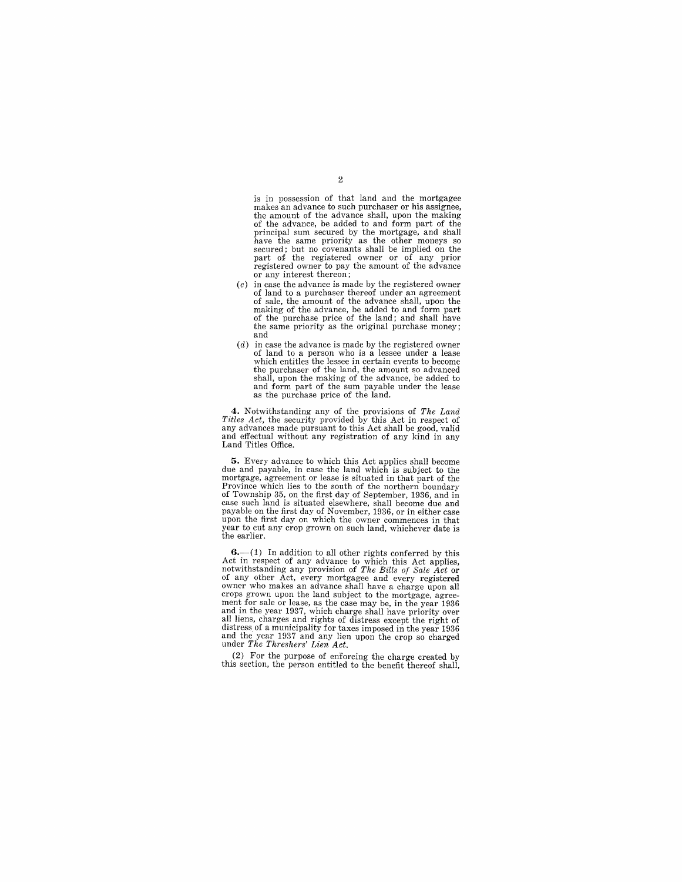is in possession of that land and the mortgagee makes an advance to such purchaser or his assignee, the amount of the advance shall, upon the making of the advance, be added to and form part of the principal sum secured by the mortgage, and shall have the same priority as the other moneys so secured; but no covenants shall be implied on the part of the registered owner or of any prior registered owner to pay the amount of the advance or any interest thereon;

(*c*) in case the advance is made by the registered owner of land to a purchaser thereof under an agreement of sale, the amount of the advance shall, upon the making of the advance, be added to and form part of the purchase price of the land; and shall have the same priority as the original purchase money; and

(*d*) in case the advance is made by the registered owner of land to a person who is a lessee under a lease which entitles the lessee in certain events to become the purchaser of the land, the amount so advanced shall, upon the making of the advance, be added to and form part of the sum payable under the lease as the purchase price of the land.

**4.** Notwithstanding any of the provisions of *The Land Titles Act*, the security provided by this Act in respect of any advances made pursuant to this Act shall be good, valid and effectual without any registration of any kind in any Land Titles Office.

**5.** Every advance to which this Act applies shall become due and payable, in case the land which is subject to the mortgage, agreement or lease is situated in that part of the Province which lies to the south of the northern boundary of Township 35, on the first day of September, 1936, and in case such land is situated elsewhere, shall become due and payable on the first day of November, 1936, or in either case upon the first day on which the owner commences in that year to cut any crop grown on such land, whichever date is the earlier.

**6.**—(1) In addition to all other rights conferred by this Act in respect of any advance to which this Act applies, notwithstanding any provision of *The Bills of Sale Act* or of any other Act, every mortgagee and every registered owner who makes an advance shall have a charge upon all crops grown upon the land subject to the mortgage, agreement for sale or lease, as the case may be, in the year 1936 and in the year 1937, which charge shall have priority over all liens, charges and rights of distress except the right of distress of a municipality for taxes imposed in the year 1936 and the year 1937 and any lien upon the crop so charged under *The Threshers' Lien Act*.

(2) For the purpose of enforcing the charge created by this section, the person entitled to the benefit thereof shall,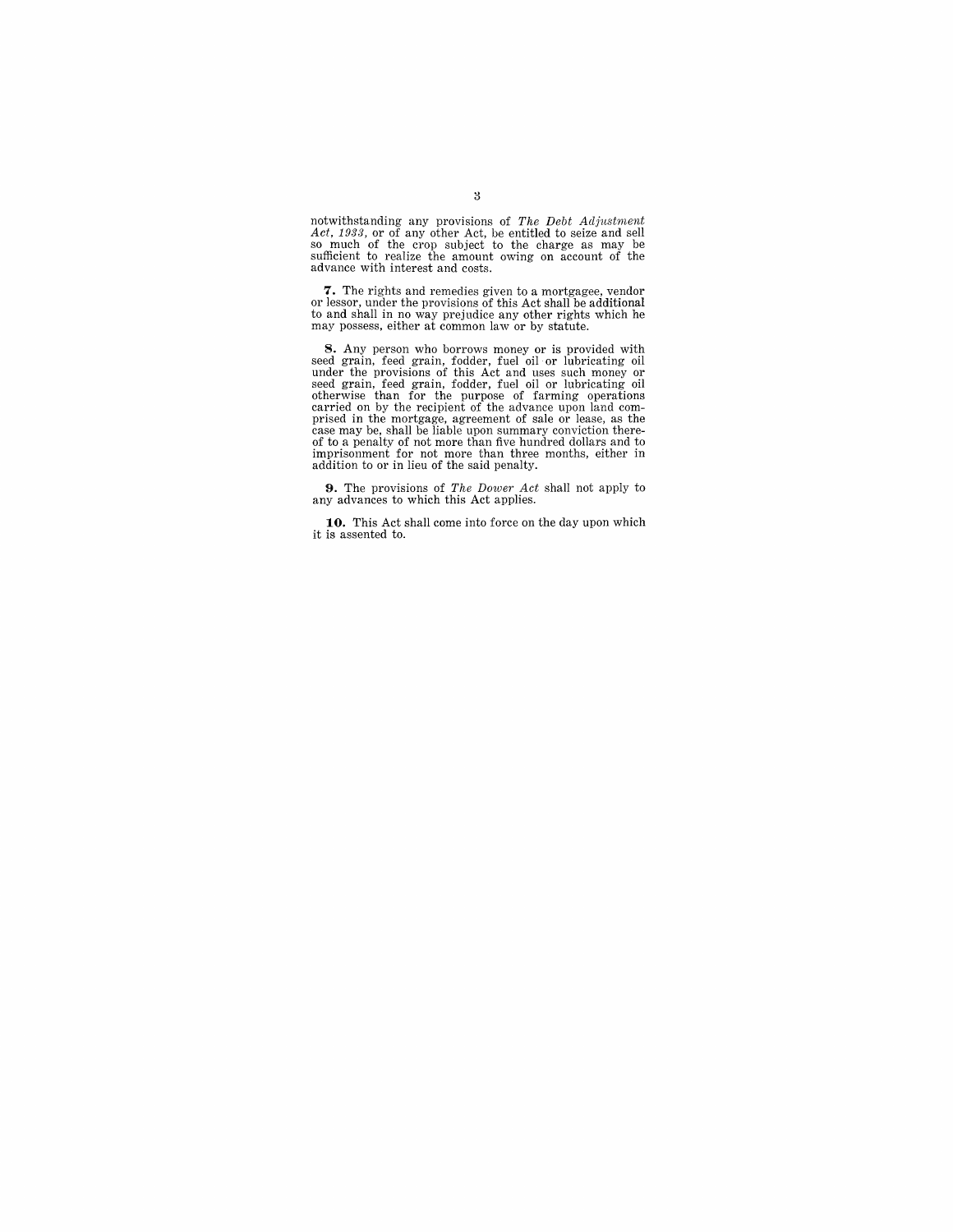notwithstanding any provisions of *The Debt Adjustment Act, 1933*, or of any other Act, be entitled to seize and sell so much of the crop subject to the charge as may be sufficient to realize the amount owing on account of the advance with interest and costs.

**7.** The rights and remedies given to a mortgagee, vendor or lessor, under the provisions of this Act shall be additional to and shall in no way prejudice any other rights which he may possess, either at common law or by statute.

**8.** Any person who borrows money or is provided with seed grain, feed grain, fodder, fuel oil or lubricating oil under the provisions of this Act and uses such money or seed grain, feed grain, fodder, fuel oil or lubricating oil otherwise than for the purpose of farming operations carried on by the recipient of the advance upon land comprised in the mortgage, agreement of sale or lease, as the case may be, shall be liable upon summary conviction thereof to a penalty of not more than five hundred dollars and to imprisonment for not more than three months, either in addition to or in lieu of the said penalty.

**9.** The provisions of *The Dower Act* shall not apply to any advances to which this Act applies.

**10.** This Act shall come into force on the day upon which it is assented to.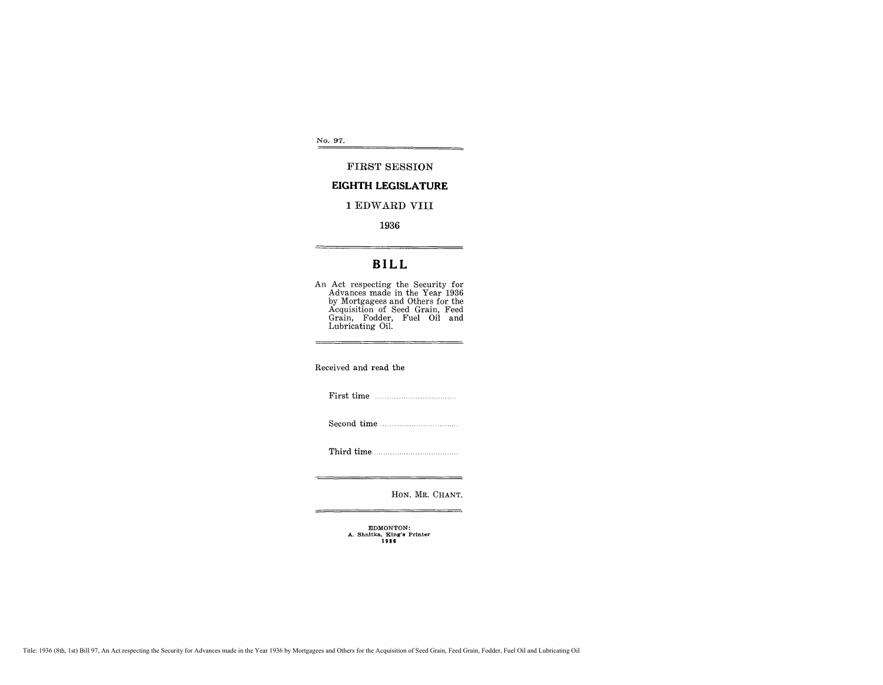No. 97.

FIRST SESSION

**EIGHTH LEGISLATURE**

1 EDWARD VIII

1936

# BILL

An Act respecting the Security for Advances made in the Year 1936 by Mortgagees and Others for the Acquisition of Seed Grain, Feed Grain, Fodder, Fuel Oil and Lubricating Oil.

Received and read the

First time ...................................

Second time ..................................

Third time.....................................

HON. MR. CHANT.

EDMONTON:
A. Shnitka, King's Printer
1936

Title: 1936 (8th, 1st) Bill 97, An Act respecting the Security for Advances made in the Year 1936 by Mortgagees and Others for the Acquisition of Seed Grain, Feed Grain, Fodder, Fuel Oil and Lubricating Oil